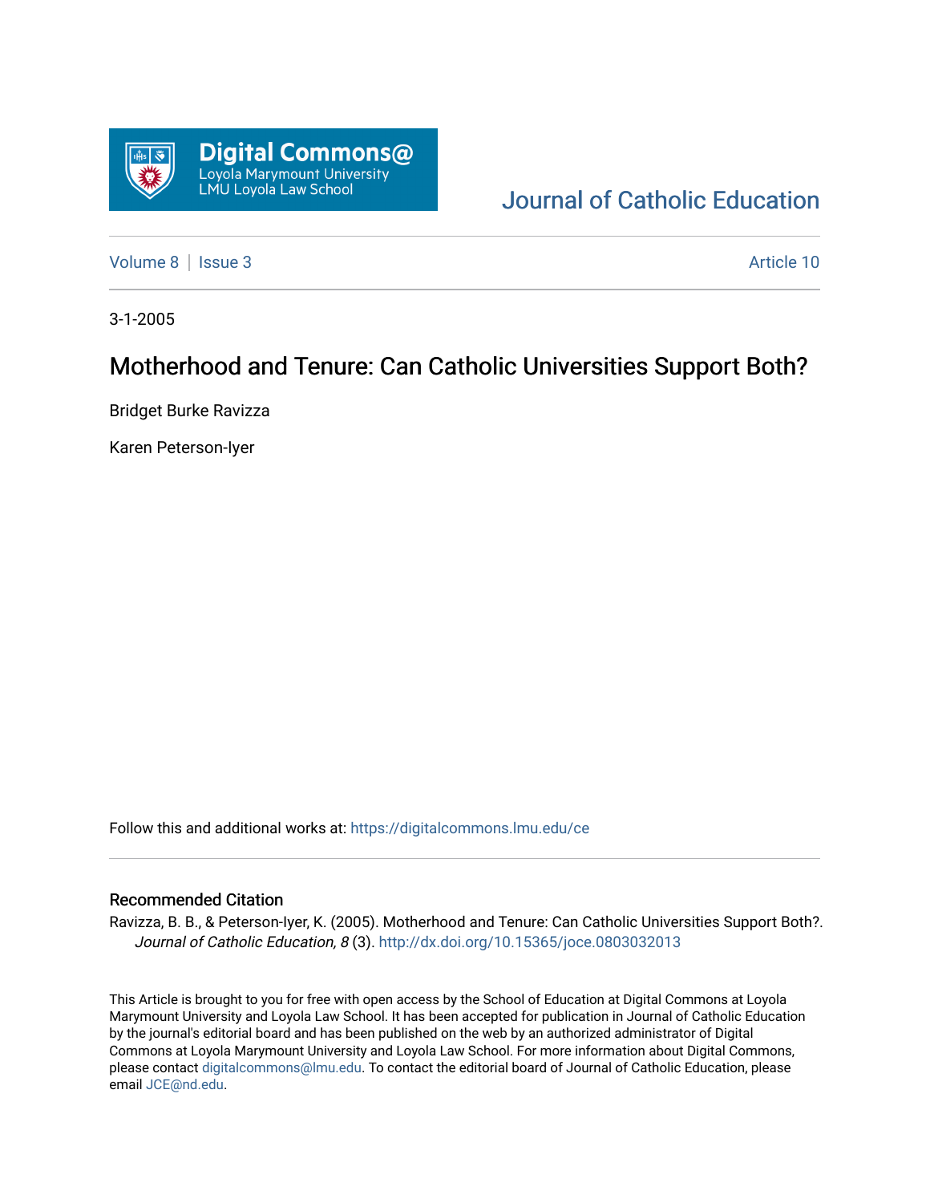Digital Commons@
Loyola Marymount University
LMU Loyola Law School

Journal of Catholic Education

Volume 8 | Issue 3 | Article 10

3-1-2005

# Motherhood and Tenure: Can Catholic Universities Support Both?

Bridget Burke Ravizza

Karen Peterson-Iyer

Follow this and additional works at: https://digitalcommons.lmu.edu/ce

## Recommended Citation

Ravizza, B. B., & Peterson-Iyer, K. (2005). Motherhood and Tenure: Can Catholic Universities Support Both?. *Journal of Catholic Education, 8* (3). http://dx.doi.org/10.15365/joce.0803032013

This Article is brought to you for free with open access by the School of Education at Digital Commons at Loyola Marymount University and Loyola Law School. It has been accepted for publication in Journal of Catholic Education by the journal's editorial board and has been published on the web by an authorized administrator of Digital Commons at Loyola Marymount University and Loyola Law School. For more information about Digital Commons, please contact digitalcommons@lmu.edu. To contact the editorial board of Journal of Catholic Education, please email JCE@nd.edu.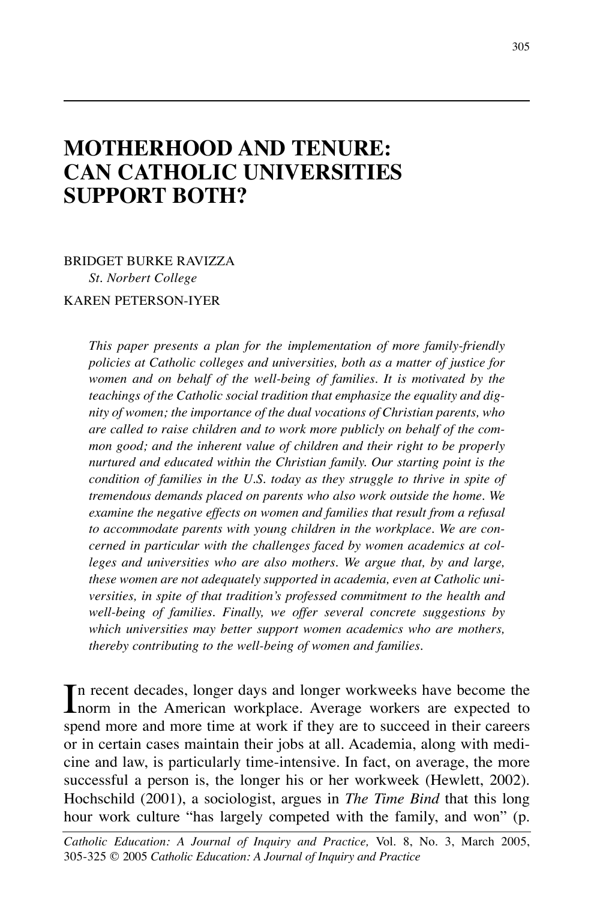# MOTHERHOOD AND TENURE: CAN CATHOLIC UNIVERSITIES SUPPORT BOTH?

BRIDGET BURKE RAVIZZA
*St. Norbert College*

KAREN PETERSON-IYER

*This paper presents a plan for the implementation of more family-friendly policies at Catholic colleges and universities, both as a matter of justice for women and on behalf of the well-being of families. It is motivated by the teachings of the Catholic social tradition that emphasize the equality and dignity of women; the importance of the dual vocations of Christian parents, who are called to raise children and to work more publicly on behalf of the common good; and the inherent value of children and their right to be properly nurtured and educated within the Christian family. Our starting point is the condition of families in the U.S. today as they struggle to thrive in spite of tremendous demands placed on parents who also work outside the home. We examine the negative effects on women and families that result from a refusal to accommodate parents with young children in the workplace. We are concerned in particular with the challenges faced by women academics at colleges and universities who are also mothers. We argue that, by and large, these women are not adequately supported in academia, even at Catholic universities, in spite of that tradition's professed commitment to the health and well-being of families. Finally, we offer several concrete suggestions by which universities may better support women academics who are mothers, thereby contributing to the well-being of women and families.*

In recent decades, longer days and longer workweeks have become the norm in the American workplace. Average workers are expected to spend more and more time at work if they are to succeed in their careers or in certain cases maintain their jobs at all. Academia, along with medicine and law, is particularly time-intensive. In fact, on average, the more successful a person is, the longer his or her workweek (Hewlett, 2002). Hochschild (2001), a sociologist, argues in *The Time Bind* that this long hour work culture "has largely competed with the family, and won" (p.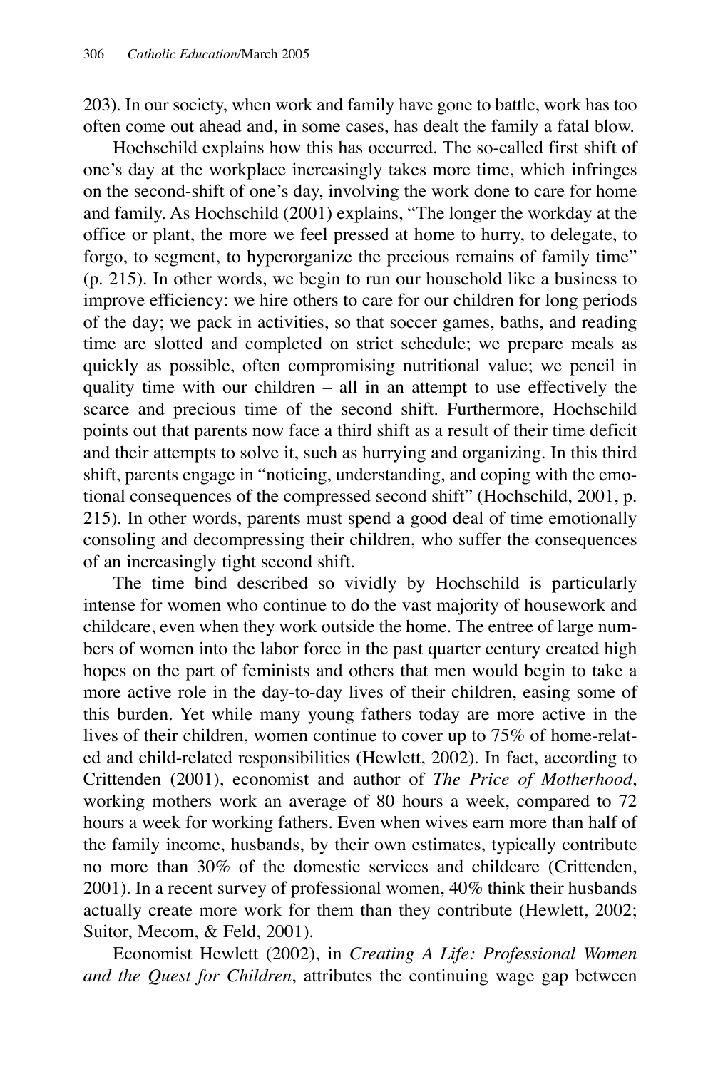203). In our society, when work and family have gone to battle, work has too often come out ahead and, in some cases, has dealt the family a fatal blow.

Hochschild explains how this has occurred. The so-called first shift of one's day at the workplace increasingly takes more time, which infringes on the second-shift of one's day, involving the work done to care for home and family. As Hochschild (2001) explains, "The longer the workday at the office or plant, the more we feel pressed at home to hurry, to delegate, to forgo, to segment, to hyperorganize the precious remains of family time" (p. 215). In other words, we begin to run our household like a business to improve efficiency: we hire others to care for our children for long periods of the day; we pack in activities, so that soccer games, baths, and reading time are slotted and completed on strict schedule; we prepare meals as quickly as possible, often compromising nutritional value; we pencil in quality time with our children – all in an attempt to use effectively the scarce and precious time of the second shift. Furthermore, Hochschild points out that parents now face a third shift as a result of their time deficit and their attempts to solve it, such as hurrying and organizing. In this third shift, parents engage in "noticing, understanding, and coping with the emotional consequences of the compressed second shift" (Hochschild, 2001, p. 215). In other words, parents must spend a good deal of time emotionally consoling and decompressing their children, who suffer the consequences of an increasingly tight second shift.

The time bind described so vividly by Hochschild is particularly intense for women who continue to do the vast majority of housework and childcare, even when they work outside the home. The entree of large numbers of women into the labor force in the past quarter century created high hopes on the part of feminists and others that men would begin to take a more active role in the day-to-day lives of their children, easing some of this burden. Yet while many young fathers today are more active in the lives of their children, women continue to cover up to 75% of home-related and child-related responsibilities (Hewlett, 2002). In fact, according to Crittenden (2001), economist and author of *The Price of Motherhood*, working mothers work an average of 80 hours a week, compared to 72 hours a week for working fathers. Even when wives earn more than half of the family income, husbands, by their own estimates, typically contribute no more than 30% of the domestic services and childcare (Crittenden, 2001). In a recent survey of professional women, 40% think their husbands actually create more work for them than they contribute (Hewlett, 2002; Suitor, Mecom, & Feld, 2001).

Economist Hewlett (2002), in *Creating A Life: Professional Women and the Quest for Children*, attributes the continuing wage gap between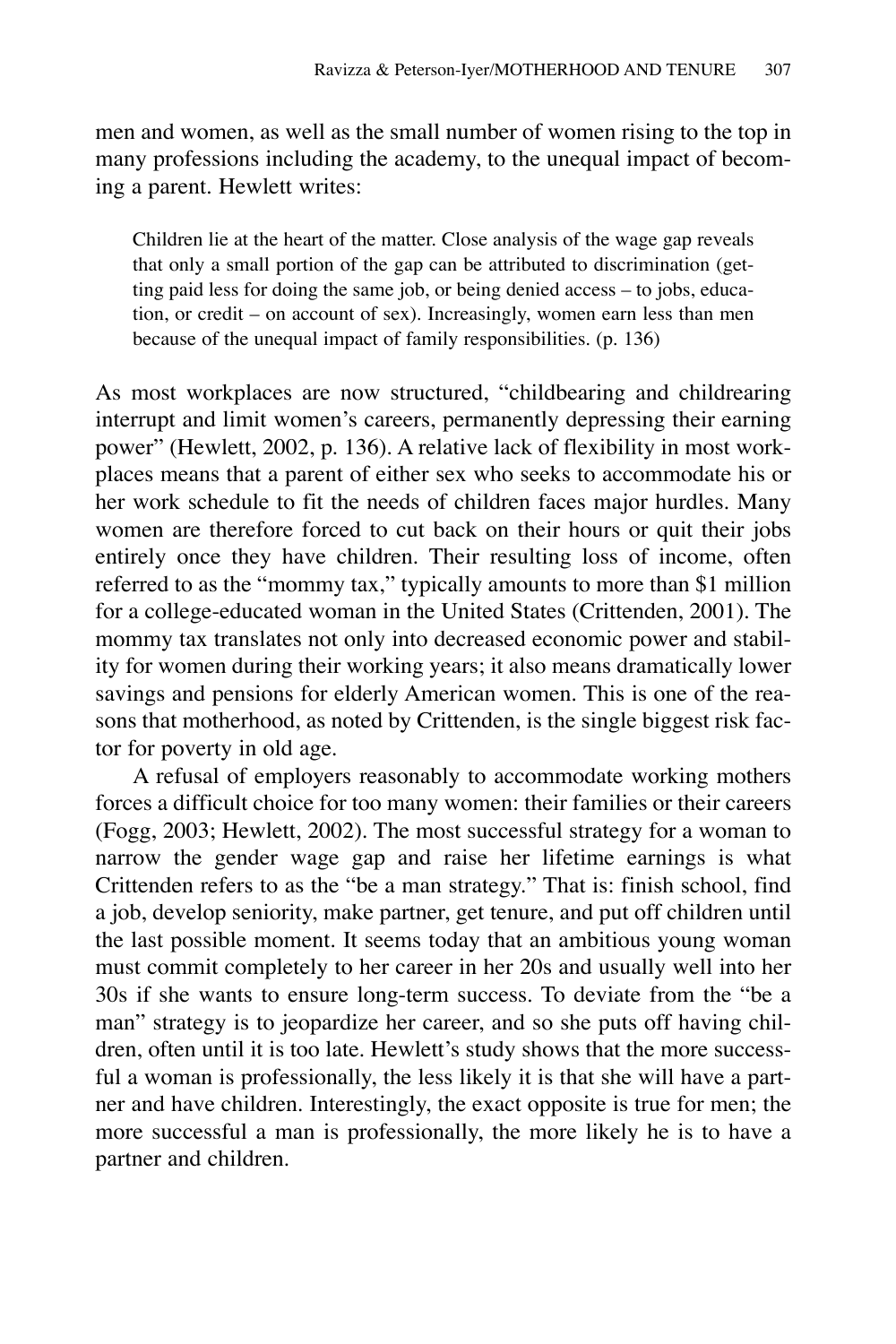men and women, as well as the small number of women rising to the top in many professions including the academy, to the unequal impact of becoming a parent. Hewlett writes:

> Children lie at the heart of the matter. Close analysis of the wage gap reveals that only a small portion of the gap can be attributed to discrimination (getting paid less for doing the same job, or being denied access – to jobs, education, or credit – on account of sex). Increasingly, women earn less than men because of the unequal impact of family responsibilities. (p. 136)

As most workplaces are now structured, "childbearing and childrearing interrupt and limit women's careers, permanently depressing their earning power" (Hewlett, 2002, p. 136). A relative lack of flexibility in most workplaces means that a parent of either sex who seeks to accommodate his or her work schedule to fit the needs of children faces major hurdles. Many women are therefore forced to cut back on their hours or quit their jobs entirely once they have children. Their resulting loss of income, often referred to as the "mommy tax," typically amounts to more than $1 million for a college-educated woman in the United States (Crittenden, 2001). The mommy tax translates not only into decreased economic power and stability for women during their working years; it also means dramatically lower savings and pensions for elderly American women. This is one of the reasons that motherhood, as noted by Crittenden, is the single biggest risk factor for poverty in old age.

A refusal of employers reasonably to accommodate working mothers forces a difficult choice for too many women: their families or their careers (Fogg, 2003; Hewlett, 2002). The most successful strategy for a woman to narrow the gender wage gap and raise her lifetime earnings is what Crittenden refers to as the "be a man strategy." That is: finish school, find a job, develop seniority, make partner, get tenure, and put off children until the last possible moment. It seems today that an ambitious young woman must commit completely to her career in her 20s and usually well into her 30s if she wants to ensure long-term success. To deviate from the "be a man" strategy is to jeopardize her career, and so she puts off having children, often until it is too late. Hewlett's study shows that the more successful a woman is professionally, the less likely it is that she will have a partner and have children. Interestingly, the exact opposite is true for men; the more successful a man is professionally, the more likely he is to have a partner and children.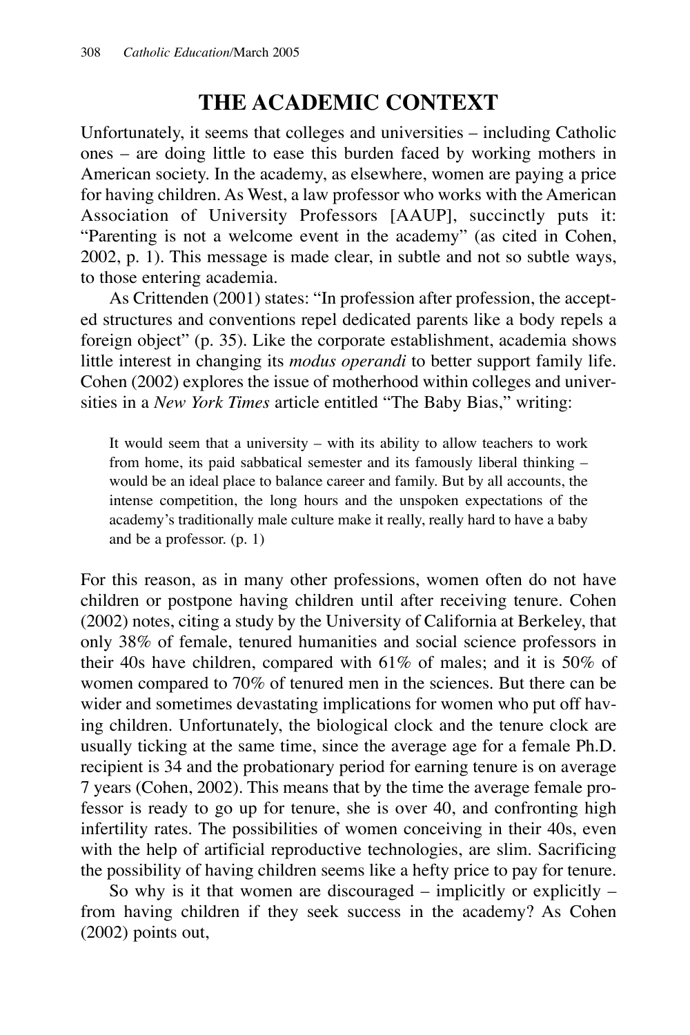## THE ACADEMIC CONTEXT

Unfortunately, it seems that colleges and universities – including Catholic ones – are doing little to ease this burden faced by working mothers in American society. In the academy, as elsewhere, women are paying a price for having children. As West, a law professor who works with the American Association of University Professors [AAUP], succinctly puts it: "Parenting is not a welcome event in the academy" (as cited in Cohen, 2002, p. 1). This message is made clear, in subtle and not so subtle ways, to those entering academia.

As Crittenden (2001) states: "In profession after profession, the accepted structures and conventions repel dedicated parents like a body repels a foreign object" (p. 35). Like the corporate establishment, academia shows little interest in changing its *modus operandi* to better support family life. Cohen (2002) explores the issue of motherhood within colleges and universities in a *New York Times* article entitled "The Baby Bias," writing:

> It would seem that a university – with its ability to allow teachers to work from home, its paid sabbatical semester and its famously liberal thinking – would be an ideal place to balance career and family. But by all accounts, the intense competition, the long hours and the unspoken expectations of the academy's traditionally male culture make it really, really hard to have a baby and be a professor. (p. 1)

For this reason, as in many other professions, women often do not have children or postpone having children until after receiving tenure. Cohen (2002) notes, citing a study by the University of California at Berkeley, that only 38% of female, tenured humanities and social science professors in their 40s have children, compared with 61% of males; and it is 50% of women compared to 70% of tenured men in the sciences. But there can be wider and sometimes devastating implications for women who put off having children. Unfortunately, the biological clock and the tenure clock are usually ticking at the same time, since the average age for a female Ph.D. recipient is 34 and the probationary period for earning tenure is on average 7 years (Cohen, 2002). This means that by the time the average female professor is ready to go up for tenure, she is over 40, and confronting high infertility rates. The possibilities of women conceiving in their 40s, even with the help of artificial reproductive technologies, are slim. Sacrificing the possibility of having children seems like a hefty price to pay for tenure.

So why is it that women are discouraged – implicitly or explicitly – from having children if they seek success in the academy? As Cohen (2002) points out,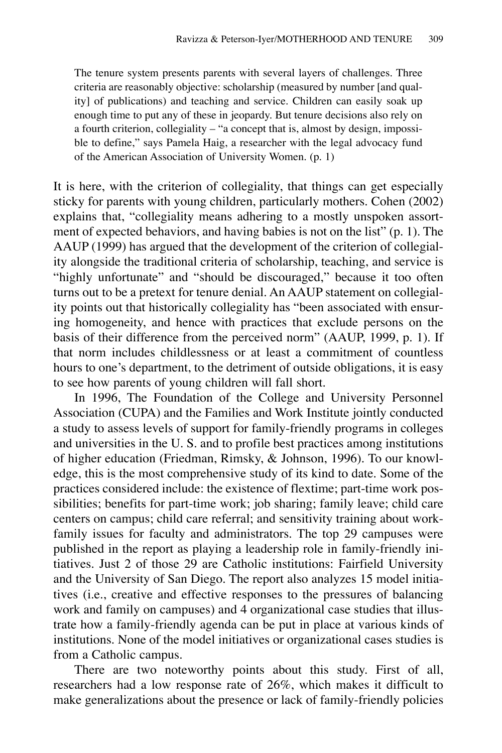> The tenure system presents parents with several layers of challenges. Three criteria are reasonably objective: scholarship (measured by number [and quality] of publications) and teaching and service. Children can easily soak up enough time to put any of these in jeopardy. But tenure decisions also rely on a fourth criterion, collegiality – "a concept that is, almost by design, impossible to define," says Pamela Haig, a researcher with the legal advocacy fund of the American Association of University Women. (p. 1)

It is here, with the criterion of collegiality, that things can get especially sticky for parents with young children, particularly mothers. Cohen (2002) explains that, "collegiality means adhering to a mostly unspoken assortment of expected behaviors, and having babies is not on the list" (p. 1). The AAUP (1999) has argued that the development of the criterion of collegiality alongside the traditional criteria of scholarship, teaching, and service is "highly unfortunate" and "should be discouraged," because it too often turns out to be a pretext for tenure denial. An AAUP statement on collegiality points out that historically collegiality has "been associated with ensuring homogeneity, and hence with practices that exclude persons on the basis of their difference from the perceived norm" (AAUP, 1999, p. 1). If that norm includes childlessness or at least a commitment of countless hours to one's department, to the detriment of outside obligations, it is easy to see how parents of young children will fall short.

In 1996, The Foundation of the College and University Personnel Association (CUPA) and the Families and Work Institute jointly conducted a study to assess levels of support for family-friendly programs in colleges and universities in the U. S. and to profile best practices among institutions of higher education (Friedman, Rimsky, & Johnson, 1996). To our knowledge, this is the most comprehensive study of its kind to date. Some of the practices considered include: the existence of flextime; part-time work possibilities; benefits for part-time work; job sharing; family leave; child care centers on campus; child care referral; and sensitivity training about work-family issues for faculty and administrators. The top 29 campuses were published in the report as playing a leadership role in family-friendly initiatives. Just 2 of those 29 are Catholic institutions: Fairfield University and the University of San Diego. The report also analyzes 15 model initiatives (i.e., creative and effective responses to the pressures of balancing work and family on campuses) and 4 organizational case studies that illustrate how a family-friendly agenda can be put in place at various kinds of institutions. None of the model initiatives or organizational cases studies is from a Catholic campus.

There are two noteworthy points about this study. First of all, researchers had a low response rate of 26%, which makes it difficult to make generalizations about the presence or lack of family-friendly policies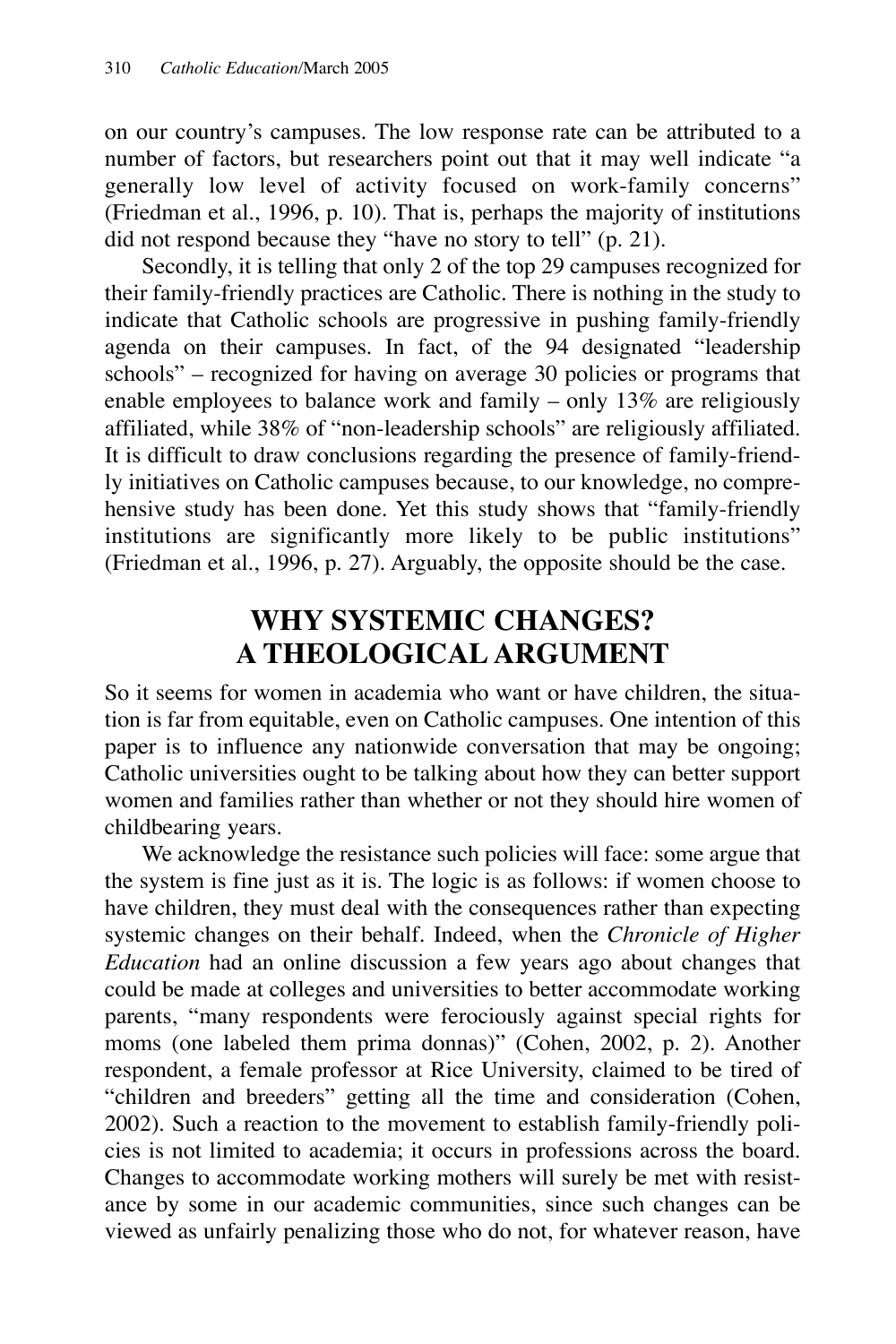on our country's campuses. The low response rate can be attributed to a number of factors, but researchers point out that it may well indicate "a generally low level of activity focused on work-family concerns" (Friedman et al., 1996, p. 10). That is, perhaps the majority of institutions did not respond because they "have no story to tell" (p. 21).

Secondly, it is telling that only 2 of the top 29 campuses recognized for their family-friendly practices are Catholic. There is nothing in the study to indicate that Catholic schools are progressive in pushing family-friendly agenda on their campuses. In fact, of the 94 designated "leadership schools" – recognized for having on average 30 policies or programs that enable employees to balance work and family – only 13% are religiously affiliated, while 38% of "non-leadership schools" are religiously affiliated. It is difficult to draw conclusions regarding the presence of family-friendly initiatives on Catholic campuses because, to our knowledge, no comprehensive study has been done. Yet this study shows that "family-friendly institutions are significantly more likely to be public institutions" (Friedman et al., 1996, p. 27). Arguably, the opposite should be the case.

## WHY SYSTEMIC CHANGES? A THEOLOGICAL ARGUMENT

So it seems for women in academia who want or have children, the situation is far from equitable, even on Catholic campuses. One intention of this paper is to influence any nationwide conversation that may be ongoing; Catholic universities ought to be talking about how they can better support women and families rather than whether or not they should hire women of childbearing years.

We acknowledge the resistance such policies will face: some argue that the system is fine just as it is. The logic is as follows: if women choose to have children, they must deal with the consequences rather than expecting systemic changes on their behalf. Indeed, when the *Chronicle of Higher Education* had an online discussion a few years ago about changes that could be made at colleges and universities to better accommodate working parents, "many respondents were ferociously against special rights for moms (one labeled them prima donnas)" (Cohen, 2002, p. 2). Another respondent, a female professor at Rice University, claimed to be tired of "children and breeders" getting all the time and consideration (Cohen, 2002). Such a reaction to the movement to establish family-friendly policies is not limited to academia; it occurs in professions across the board. Changes to accommodate working mothers will surely be met with resistance by some in our academic communities, since such changes can be viewed as unfairly penalizing those who do not, for whatever reason, have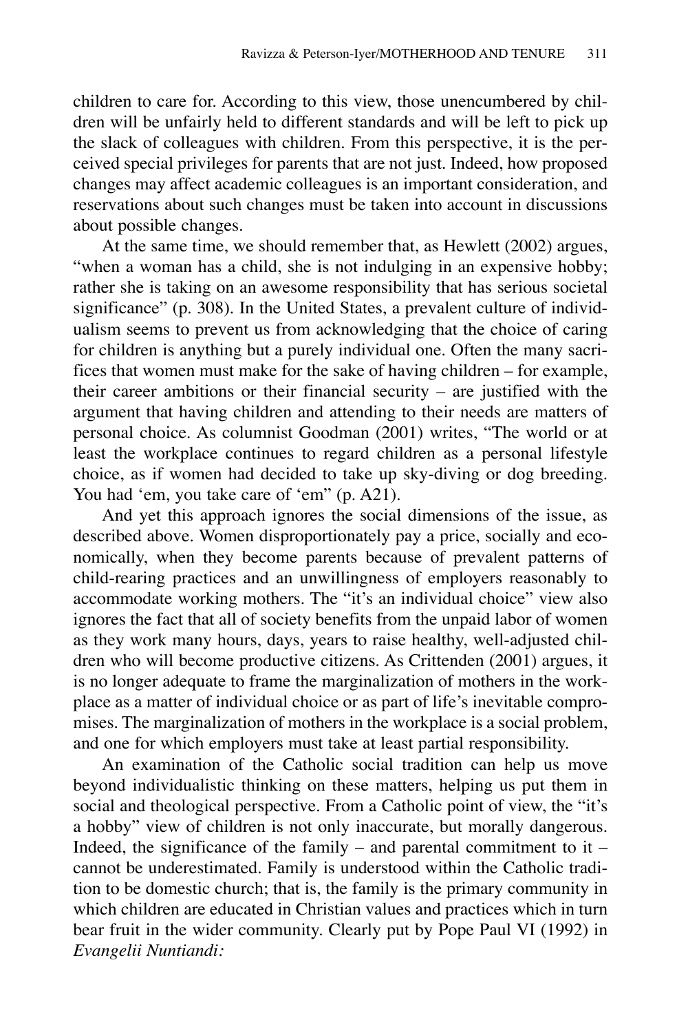children to care for. According to this view, those unencumbered by children will be unfairly held to different standards and will be left to pick up the slack of colleagues with children. From this perspective, it is the perceived special privileges for parents that are not just. Indeed, how proposed changes may affect academic colleagues is an important consideration, and reservations about such changes must be taken into account in discussions about possible changes.

At the same time, we should remember that, as Hewlett (2002) argues, "when a woman has a child, she is not indulging in an expensive hobby; rather she is taking on an awesome responsibility that has serious societal significance" (p. 308). In the United States, a prevalent culture of individualism seems to prevent us from acknowledging that the choice of caring for children is anything but a purely individual one. Often the many sacrifices that women must make for the sake of having children – for example, their career ambitions or their financial security – are justified with the argument that having children and attending to their needs are matters of personal choice. As columnist Goodman (2001) writes, "The world or at least the workplace continues to regard children as a personal lifestyle choice, as if women had decided to take up sky-diving or dog breeding. You had 'em, you take care of 'em" (p. A21).

And yet this approach ignores the social dimensions of the issue, as described above. Women disproportionately pay a price, socially and economically, when they become parents because of prevalent patterns of child-rearing practices and an unwillingness of employers reasonably to accommodate working mothers. The "it's an individual choice" view also ignores the fact that all of society benefits from the unpaid labor of women as they work many hours, days, years to raise healthy, well-adjusted children who will become productive citizens. As Crittenden (2001) argues, it is no longer adequate to frame the marginalization of mothers in the workplace as a matter of individual choice or as part of life's inevitable compromises. The marginalization of mothers in the workplace is a social problem, and one for which employers must take at least partial responsibility.

An examination of the Catholic social tradition can help us move beyond individualistic thinking on these matters, helping us put them in social and theological perspective. From a Catholic point of view, the "it's a hobby" view of children is not only inaccurate, but morally dangerous. Indeed, the significance of the family – and parental commitment to it – cannot be underestimated. Family is understood within the Catholic tradition to be domestic church; that is, the family is the primary community in which children are educated in Christian values and practices which in turn bear fruit in the wider community. Clearly put by Pope Paul VI (1992) in *Evangelii Nuntiandi:*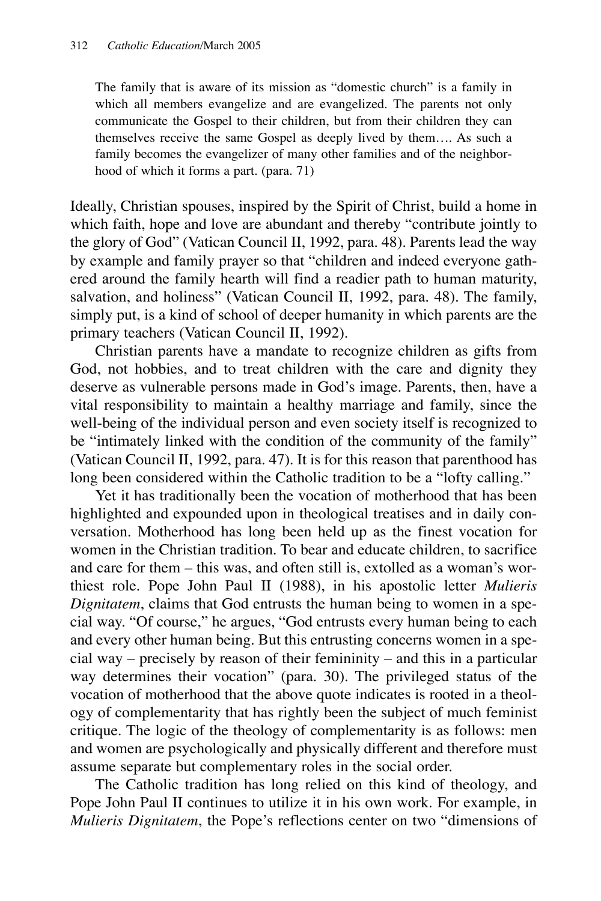> The family that is aware of its mission as "domestic church" is a family in which all members evangelize and are evangelized. The parents not only communicate the Gospel to their children, but from their children they can themselves receive the same Gospel as deeply lived by them…. As such a family becomes the evangelizer of many other families and of the neighborhood of which it forms a part. (para. 71)

Ideally, Christian spouses, inspired by the Spirit of Christ, build a home in which faith, hope and love are abundant and thereby "contribute jointly to the glory of God" (Vatican Council II, 1992, para. 48). Parents lead the way by example and family prayer so that "children and indeed everyone gathered around the family hearth will find a readier path to human maturity, salvation, and holiness" (Vatican Council II, 1992, para. 48). The family, simply put, is a kind of school of deeper humanity in which parents are the primary teachers (Vatican Council II, 1992).

Christian parents have a mandate to recognize children as gifts from God, not hobbies, and to treat children with the care and dignity they deserve as vulnerable persons made in God's image. Parents, then, have a vital responsibility to maintain a healthy marriage and family, since the well-being of the individual person and even society itself is recognized to be "intimately linked with the condition of the community of the family" (Vatican Council II, 1992, para. 47). It is for this reason that parenthood has long been considered within the Catholic tradition to be a "lofty calling."

Yet it has traditionally been the vocation of motherhood that has been highlighted and expounded upon in theological treatises and in daily conversation. Motherhood has long been held up as the finest vocation for women in the Christian tradition. To bear and educate children, to sacrifice and care for them – this was, and often still is, extolled as a woman's worthiest role. Pope John Paul II (1988), in his apostolic letter *Mulieris Dignitatem*, claims that God entrusts the human being to women in a special way. "Of course," he argues, "God entrusts every human being to each and every other human being. But this entrusting concerns women in a special way – precisely by reason of their femininity – and this in a particular way determines their vocation" (para. 30). The privileged status of the vocation of motherhood that the above quote indicates is rooted in a theology of complementarity that has rightly been the subject of much feminist critique. The logic of the theology of complementarity is as follows: men and women are psychologically and physically different and therefore must assume separate but complementary roles in the social order.

The Catholic tradition has long relied on this kind of theology, and Pope John Paul II continues to utilize it in his own work. For example, in *Mulieris Dignitatem*, the Pope's reflections center on two "dimensions of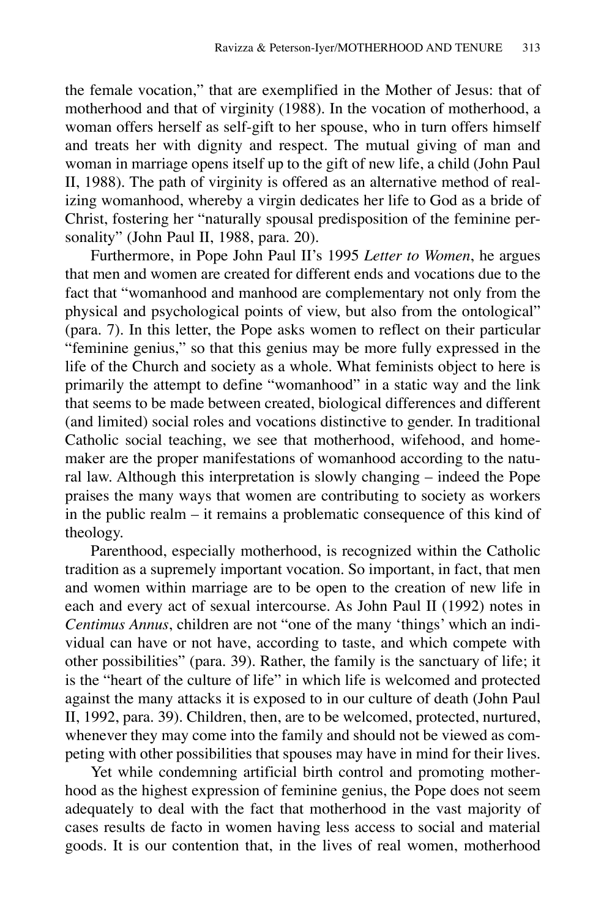the female vocation," that are exemplified in the Mother of Jesus: that of motherhood and that of virginity (1988). In the vocation of motherhood, a woman offers herself as self-gift to her spouse, who in turn offers himself and treats her with dignity and respect. The mutual giving of man and woman in marriage opens itself up to the gift of new life, a child (John Paul II, 1988). The path of virginity is offered as an alternative method of realizing womanhood, whereby a virgin dedicates her life to God as a bride of Christ, fostering her "naturally spousal predisposition of the feminine personality" (John Paul II, 1988, para. 20).

Furthermore, in Pope John Paul II's 1995 *Letter to Women*, he argues that men and women are created for different ends and vocations due to the fact that "womanhood and manhood are complementary not only from the physical and psychological points of view, but also from the ontological" (para. 7). In this letter, the Pope asks women to reflect on their particular "feminine genius," so that this genius may be more fully expressed in the life of the Church and society as a whole. What feminists object to here is primarily the attempt to define "womanhood" in a static way and the link that seems to be made between created, biological differences and different (and limited) social roles and vocations distinctive to gender. In traditional Catholic social teaching, we see that motherhood, wifehood, and homemaker are the proper manifestations of womanhood according to the natural law. Although this interpretation is slowly changing – indeed the Pope praises the many ways that women are contributing to society as workers in the public realm – it remains a problematic consequence of this kind of theology.

Parenthood, especially motherhood, is recognized within the Catholic tradition as a supremely important vocation. So important, in fact, that men and women within marriage are to be open to the creation of new life in each and every act of sexual intercourse. As John Paul II (1992) notes in *Centimus Annus*, children are not "one of the many 'things' which an individual can have or not have, according to taste, and which compete with other possibilities" (para. 39). Rather, the family is the sanctuary of life; it is the "heart of the culture of life" in which life is welcomed and protected against the many attacks it is exposed to in our culture of death (John Paul II, 1992, para. 39). Children, then, are to be welcomed, protected, nurtured, whenever they may come into the family and should not be viewed as competing with other possibilities that spouses may have in mind for their lives.

Yet while condemning artificial birth control and promoting motherhood as the highest expression of feminine genius, the Pope does not seem adequately to deal with the fact that motherhood in the vast majority of cases results de facto in women having less access to social and material goods. It is our contention that, in the lives of real women, motherhood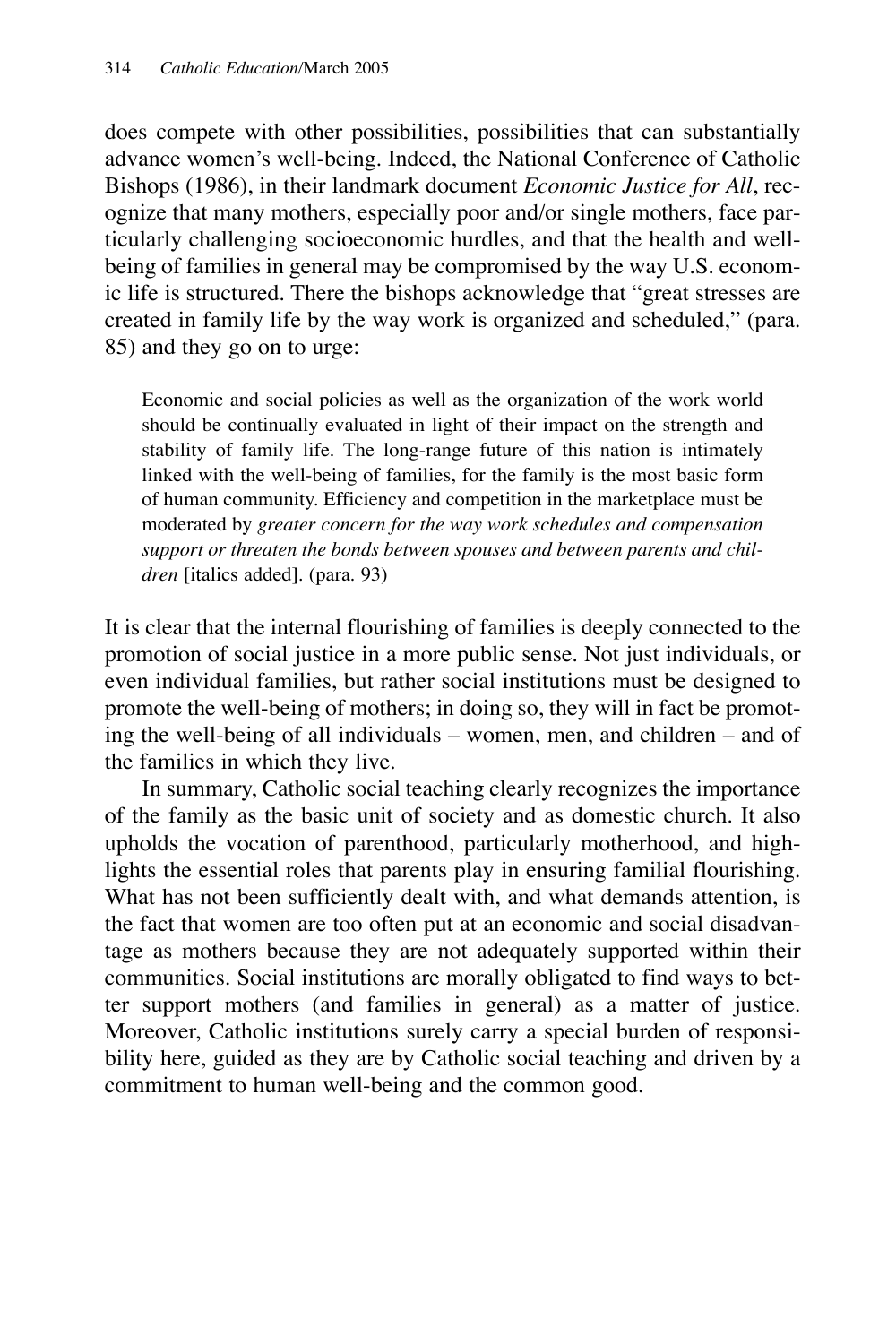does compete with other possibilities, possibilities that can substantially advance women's well-being. Indeed, the National Conference of Catholic Bishops (1986), in their landmark document *Economic Justice for All*, recognize that many mothers, especially poor and/or single mothers, face particularly challenging socioeconomic hurdles, and that the health and well-being of families in general may be compromised by the way U.S. economic life is structured. There the bishops acknowledge that "great stresses are created in family life by the way work is organized and scheduled," (para. 85) and they go on to urge:

> Economic and social policies as well as the organization of the work world should be continually evaluated in light of their impact on the strength and stability of family life. The long-range future of this nation is intimately linked with the well-being of families, for the family is the most basic form of human community. Efficiency and competition in the marketplace must be moderated by *greater concern for the way work schedules and compensation support or threaten the bonds between spouses and between parents and children* [italics added]. (para. 93)

It is clear that the internal flourishing of families is deeply connected to the promotion of social justice in a more public sense. Not just individuals, or even individual families, but rather social institutions must be designed to promote the well-being of mothers; in doing so, they will in fact be promoting the well-being of all individuals – women, men, and children – and of the families in which they live.

In summary, Catholic social teaching clearly recognizes the importance of the family as the basic unit of society and as domestic church. It also upholds the vocation of parenthood, particularly motherhood, and highlights the essential roles that parents play in ensuring familial flourishing. What has not been sufficiently dealt with, and what demands attention, is the fact that women are too often put at an economic and social disadvantage as mothers because they are not adequately supported within their communities. Social institutions are morally obligated to find ways to better support mothers (and families in general) as a matter of justice. Moreover, Catholic institutions surely carry a special burden of responsibility here, guided as they are by Catholic social teaching and driven by a commitment to human well-being and the common good.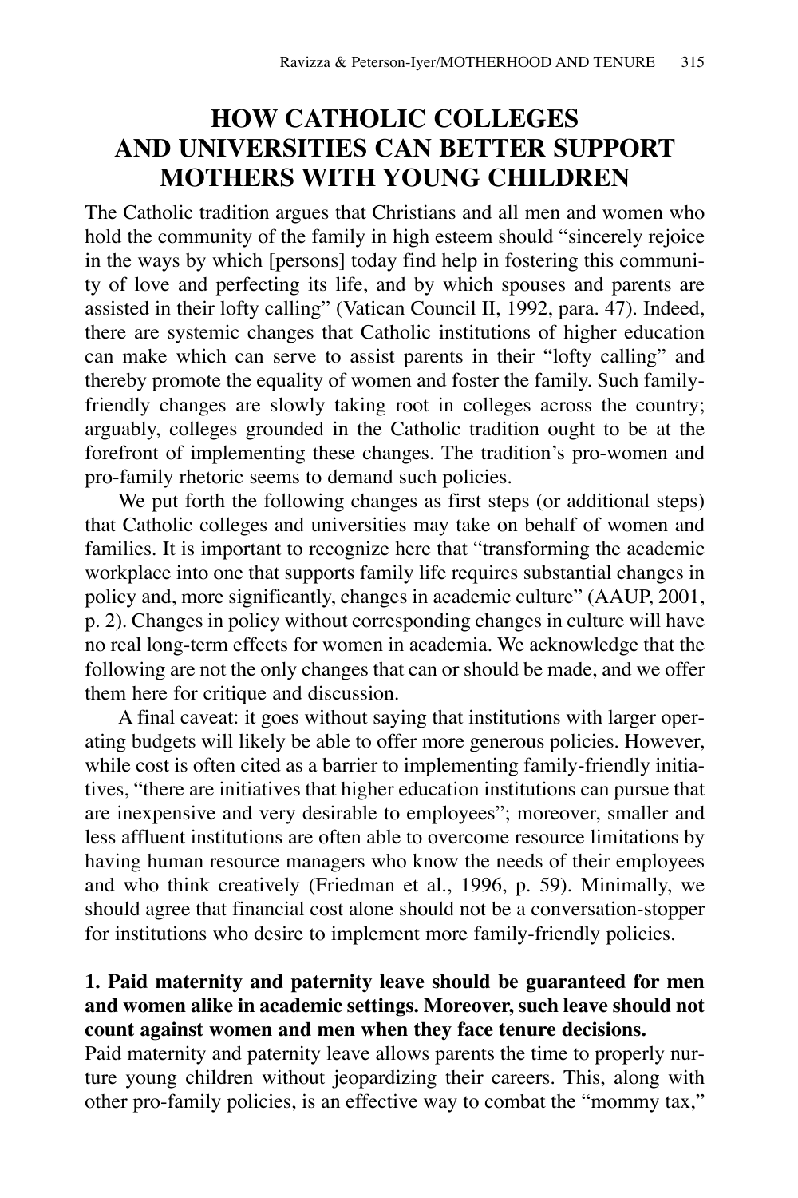# HOW CATHOLIC COLLEGES AND UNIVERSITIES CAN BETTER SUPPORT MOTHERS WITH YOUNG CHILDREN

The Catholic tradition argues that Christians and all men and women who hold the community of the family in high esteem should "sincerely rejoice in the ways by which [persons] today find help in fostering this community of love and perfecting its life, and by which spouses and parents are assisted in their lofty calling" (Vatican Council II, 1992, para. 47). Indeed, there are systemic changes that Catholic institutions of higher education can make which can serve to assist parents in their "lofty calling" and thereby promote the equality of women and foster the family. Such family-friendly changes are slowly taking root in colleges across the country; arguably, colleges grounded in the Catholic tradition ought to be at the forefront of implementing these changes. The tradition's pro-women and pro-family rhetoric seems to demand such policies.

We put forth the following changes as first steps (or additional steps) that Catholic colleges and universities may take on behalf of women and families. It is important to recognize here that "transforming the academic workplace into one that supports family life requires substantial changes in policy and, more significantly, changes in academic culture" (AAUP, 2001, p. 2). Changes in policy without corresponding changes in culture will have no real long-term effects for women in academia. We acknowledge that the following are not the only changes that can or should be made, and we offer them here for critique and discussion.

A final caveat: it goes without saying that institutions with larger operating budgets will likely be able to offer more generous policies. However, while cost is often cited as a barrier to implementing family-friendly initiatives, "there are initiatives that higher education institutions can pursue that are inexpensive and very desirable to employees"; moreover, smaller and less affluent institutions are often able to overcome resource limitations by having human resource managers who know the needs of their employees and who think creatively (Friedman et al., 1996, p. 59). Minimally, we should agree that financial cost alone should not be a conversation-stopper for institutions who desire to implement more family-friendly policies.

**1. Paid maternity and paternity leave should be guaranteed for men and women alike in academic settings. Moreover, such leave should not count against women and men when they face tenure decisions.**

Paid maternity and paternity leave allows parents the time to properly nurture young children without jeopardizing their careers. This, along with other pro-family policies, is an effective way to combat the "mommy tax,"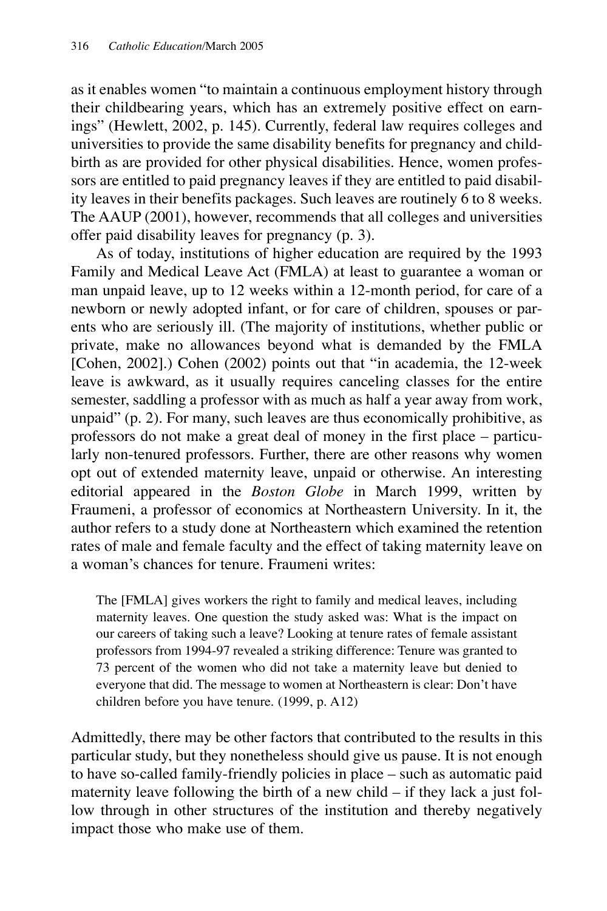as it enables women "to maintain a continuous employment history through their childbearing years, which has an extremely positive effect on earnings" (Hewlett, 2002, p. 145). Currently, federal law requires colleges and universities to provide the same disability benefits for pregnancy and childbirth as are provided for other physical disabilities. Hence, women professors are entitled to paid pregnancy leaves if they are entitled to paid disability leaves in their benefits packages. Such leaves are routinely 6 to 8 weeks. The AAUP (2001), however, recommends that all colleges and universities offer paid disability leaves for pregnancy (p. 3).

As of today, institutions of higher education are required by the 1993 Family and Medical Leave Act (FMLA) at least to guarantee a woman or man unpaid leave, up to 12 weeks within a 12-month period, for care of a newborn or newly adopted infant, or for care of children, spouses or parents who are seriously ill. (The majority of institutions, whether public or private, make no allowances beyond what is demanded by the FMLA [Cohen, 2002].) Cohen (2002) points out that "in academia, the 12-week leave is awkward, as it usually requires canceling classes for the entire semester, saddling a professor with as much as half a year away from work, unpaid" (p. 2). For many, such leaves are thus economically prohibitive, as professors do not make a great deal of money in the first place – particularly non-tenured professors. Further, there are other reasons why women opt out of extended maternity leave, unpaid or otherwise. An interesting editorial appeared in the *Boston Globe* in March 1999, written by Fraumeni, a professor of economics at Northeastern University. In it, the author refers to a study done at Northeastern which examined the retention rates of male and female faculty and the effect of taking maternity leave on a woman's chances for tenure. Fraumeni writes:

> The [FMLA] gives workers the right to family and medical leaves, including maternity leaves. One question the study asked was: What is the impact on our careers of taking such a leave? Looking at tenure rates of female assistant professors from 1994-97 revealed a striking difference: Tenure was granted to 73 percent of the women who did not take a maternity leave but denied to everyone that did. The message to women at Northeastern is clear: Don't have children before you have tenure. (1999, p. A12)

Admittedly, there may be other factors that contributed to the results in this particular study, but they nonetheless should give us pause. It is not enough to have so-called family-friendly policies in place – such as automatic paid maternity leave following the birth of a new child – if they lack a just follow through in other structures of the institution and thereby negatively impact those who make use of them.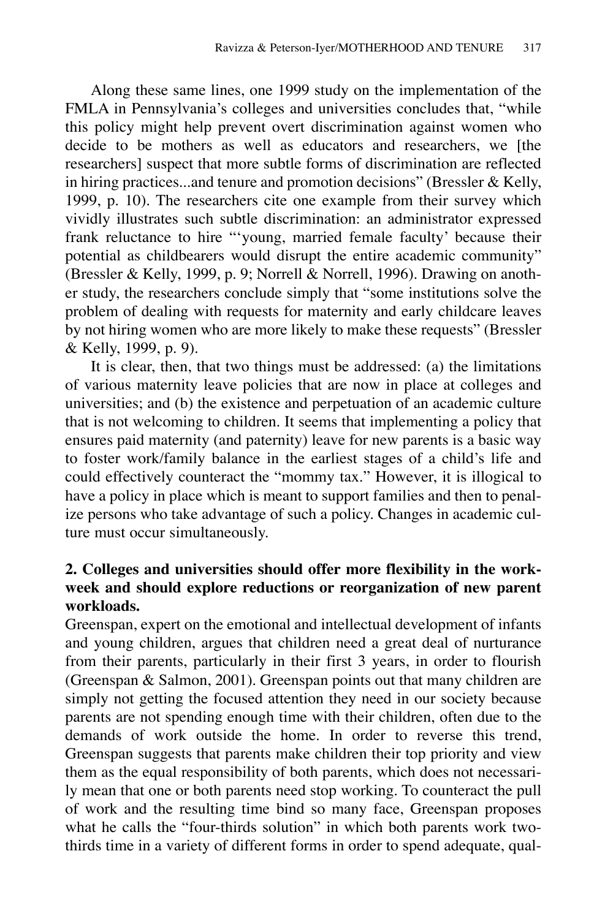Along these same lines, one 1999 study on the implementation of the FMLA in Pennsylvania's colleges and universities concludes that, "while this policy might help prevent overt discrimination against women who decide to be mothers as well as educators and researchers, we [the researchers] suspect that more subtle forms of discrimination are reflected in hiring practices...and tenure and promotion decisions" (Bressler & Kelly, 1999, p. 10). The researchers cite one example from their survey which vividly illustrates such subtle discrimination: an administrator expressed frank reluctance to hire "'young, married female faculty' because their potential as childbearers would disrupt the entire academic community" (Bressler & Kelly, 1999, p. 9; Norrell & Norrell, 1996). Drawing on another study, the researchers conclude simply that "some institutions solve the problem of dealing with requests for maternity and early childcare leaves by not hiring women who are more likely to make these requests" (Bressler & Kelly, 1999, p. 9).

It is clear, then, that two things must be addressed: (a) the limitations of various maternity leave policies that are now in place at colleges and universities; and (b) the existence and perpetuation of an academic culture that is not welcoming to children. It seems that implementing a policy that ensures paid maternity (and paternity) leave for new parents is a basic way to foster work/family balance in the earliest stages of a child's life and could effectively counteract the "mommy tax." However, it is illogical to have a policy in place which is meant to support families and then to penalize persons who take advantage of such a policy. Changes in academic culture must occur simultaneously.

**2. Colleges and universities should offer more flexibility in the work-week and should explore reductions or reorganization of new parent workloads.**

Greenspan, expert on the emotional and intellectual development of infants and young children, argues that children need a great deal of nurturance from their parents, particularly in their first 3 years, in order to flourish (Greenspan & Salmon, 2001). Greenspan points out that many children are simply not getting the focused attention they need in our society because parents are not spending enough time with their children, often due to the demands of work outside the home. In order to reverse this trend, Greenspan suggests that parents make children their top priority and view them as the equal responsibility of both parents, which does not necessarily mean that one or both parents need stop working. To counteract the pull of work and the resulting time bind so many face, Greenspan proposes what he calls the "four-thirds solution" in which both parents work two-thirds time in a variety of different forms in order to spend adequate, qual-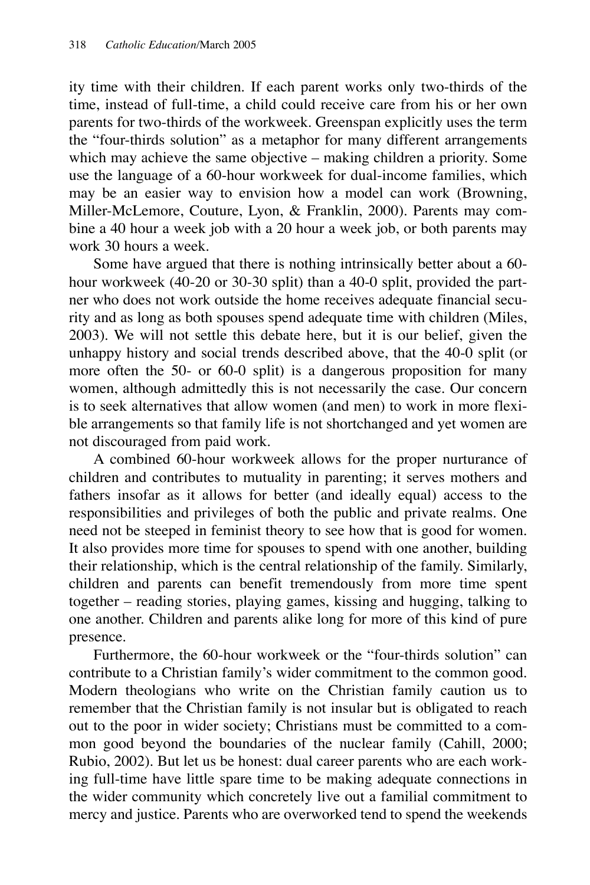ity time with their children. If each parent works only two-thirds of the time, instead of full-time, a child could receive care from his or her own parents for two-thirds of the workweek. Greenspan explicitly uses the term the "four-thirds solution" as a metaphor for many different arrangements which may achieve the same objective – making children a priority. Some use the language of a 60-hour workweek for dual-income families, which may be an easier way to envision how a model can work (Browning, Miller-McLemore, Couture, Lyon, & Franklin, 2000). Parents may combine a 40 hour a week job with a 20 hour a week job, or both parents may work 30 hours a week.

Some have argued that there is nothing intrinsically better about a 60-hour workweek (40-20 or 30-30 split) than a 40-0 split, provided the partner who does not work outside the home receives adequate financial security and as long as both spouses spend adequate time with children (Miles, 2003). We will not settle this debate here, but it is our belief, given the unhappy history and social trends described above, that the 40-0 split (or more often the 50- or 60-0 split) is a dangerous proposition for many women, although admittedly this is not necessarily the case. Our concern is to seek alternatives that allow women (and men) to work in more flexible arrangements so that family life is not shortchanged and yet women are not discouraged from paid work.

A combined 60-hour workweek allows for the proper nurturance of children and contributes to mutuality in parenting; it serves mothers and fathers insofar as it allows for better (and ideally equal) access to the responsibilities and privileges of both the public and private realms. One need not be steeped in feminist theory to see how that is good for women. It also provides more time for spouses to spend with one another, building their relationship, which is the central relationship of the family. Similarly, children and parents can benefit tremendously from more time spent together – reading stories, playing games, kissing and hugging, talking to one another. Children and parents alike long for more of this kind of pure presence.

Furthermore, the 60-hour workweek or the "four-thirds solution" can contribute to a Christian family's wider commitment to the common good. Modern theologians who write on the Christian family caution us to remember that the Christian family is not insular but is obligated to reach out to the poor in wider society; Christians must be committed to a common good beyond the boundaries of the nuclear family (Cahill, 2000; Rubio, 2002). But let us be honest: dual career parents who are each working full-time have little spare time to be making adequate connections in the wider community which concretely live out a familial commitment to mercy and justice. Parents who are overworked tend to spend the weekends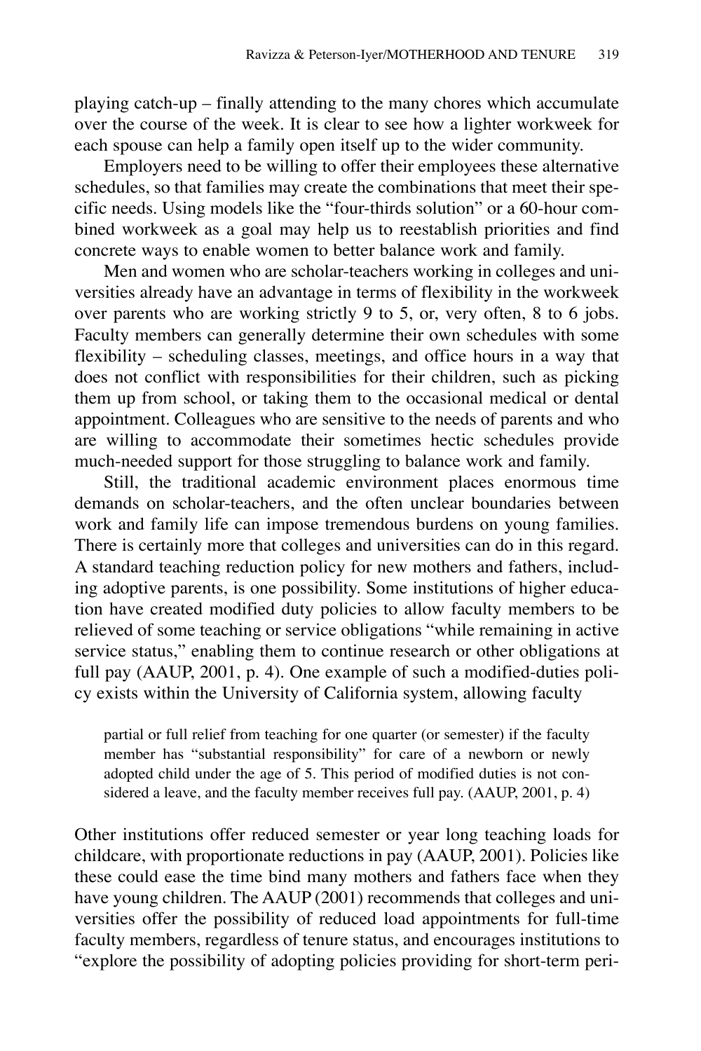playing catch-up – finally attending to the many chores which accumulate over the course of the week. It is clear to see how a lighter workweek for each spouse can help a family open itself up to the wider community.

Employers need to be willing to offer their employees these alternative schedules, so that families may create the combinations that meet their specific needs. Using models like the "four-thirds solution" or a 60-hour combined workweek as a goal may help us to reestablish priorities and find concrete ways to enable women to better balance work and family.

Men and women who are scholar-teachers working in colleges and universities already have an advantage in terms of flexibility in the workweek over parents who are working strictly 9 to 5, or, very often, 8 to 6 jobs. Faculty members can generally determine their own schedules with some flexibility – scheduling classes, meetings, and office hours in a way that does not conflict with responsibilities for their children, such as picking them up from school, or taking them to the occasional medical or dental appointment. Colleagues who are sensitive to the needs of parents and who are willing to accommodate their sometimes hectic schedules provide much-needed support for those struggling to balance work and family.

Still, the traditional academic environment places enormous time demands on scholar-teachers, and the often unclear boundaries between work and family life can impose tremendous burdens on young families. There is certainly more that colleges and universities can do in this regard. A standard teaching reduction policy for new mothers and fathers, including adoptive parents, is one possibility. Some institutions of higher education have created modified duty policies to allow faculty members to be relieved of some teaching or service obligations "while remaining in active service status," enabling them to continue research or other obligations at full pay (AAUP, 2001, p. 4). One example of such a modified-duties policy exists within the University of California system, allowing faculty

> partial or full relief from teaching for one quarter (or semester) if the faculty member has "substantial responsibility" for care of a newborn or newly adopted child under the age of 5. This period of modified duties is not considered a leave, and the faculty member receives full pay. (AAUP, 2001, p. 4)

Other institutions offer reduced semester or year long teaching loads for childcare, with proportionate reductions in pay (AAUP, 2001). Policies like these could ease the time bind many mothers and fathers face when they have young children. The AAUP (2001) recommends that colleges and universities offer the possibility of reduced load appointments for full-time faculty members, regardless of tenure status, and encourages institutions to "explore the possibility of adopting policies providing for short-term peri-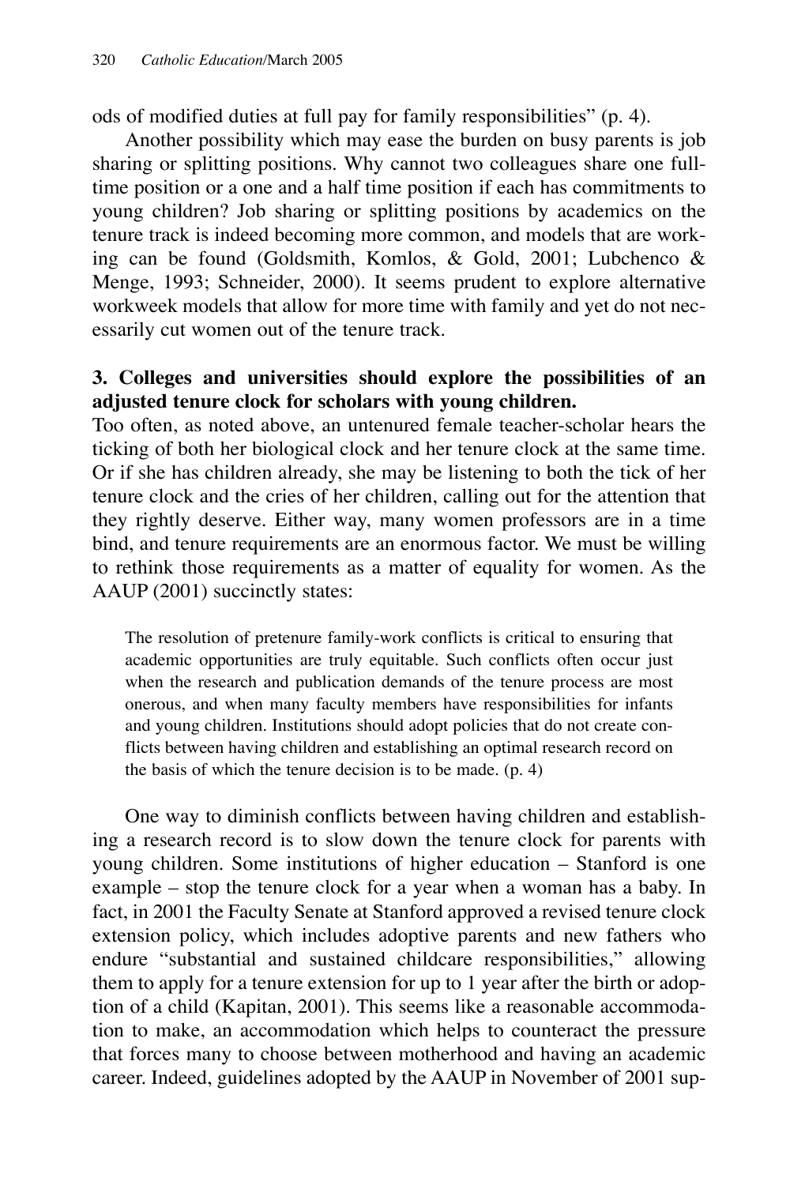ods of modified duties at full pay for family responsibilities" (p. 4).

Another possibility which may ease the burden on busy parents is job sharing or splitting positions. Why cannot two colleagues share one full-time position or a one and a half time position if each has commitments to young children? Job sharing or splitting positions by academics on the tenure track is indeed becoming more common, and models that are working can be found (Goldsmith, Komlos, & Gold, 2001; Lubchenco & Menge, 1993; Schneider, 2000). It seems prudent to explore alternative workweek models that allow for more time with family and yet do not necessarily cut women out of the tenure track.

**3. Colleges and universities should explore the possibilities of an adjusted tenure clock for scholars with young children.**

Too often, as noted above, an untenured female teacher-scholar hears the ticking of both her biological clock and her tenure clock at the same time. Or if she has children already, she may be listening to both the tick of her tenure clock and the cries of her children, calling out for the attention that they rightly deserve. Either way, many women professors are in a time bind, and tenure requirements are an enormous factor. We must be willing to rethink those requirements as a matter of equality for women. As the AAUP (2001) succinctly states:

> The resolution of pretenure family-work conflicts is critical to ensuring that academic opportunities are truly equitable. Such conflicts often occur just when the research and publication demands of the tenure process are most onerous, and when many faculty members have responsibilities for infants and young children. Institutions should adopt policies that do not create conflicts between having children and establishing an optimal research record on the basis of which the tenure decision is to be made. (p. 4)

One way to diminish conflicts between having children and establishing a research record is to slow down the tenure clock for parents with young children. Some institutions of higher education – Stanford is one example – stop the tenure clock for a year when a woman has a baby. In fact, in 2001 the Faculty Senate at Stanford approved a revised tenure clock extension policy, which includes adoptive parents and new fathers who endure "substantial and sustained childcare responsibilities," allowing them to apply for a tenure extension for up to 1 year after the birth or adoption of a child (Kapitan, 2001). This seems like a reasonable accommodation to make, an accommodation which helps to counteract the pressure that forces many to choose between motherhood and having an academic career. Indeed, guidelines adopted by the AAUP in November of 2001 sup-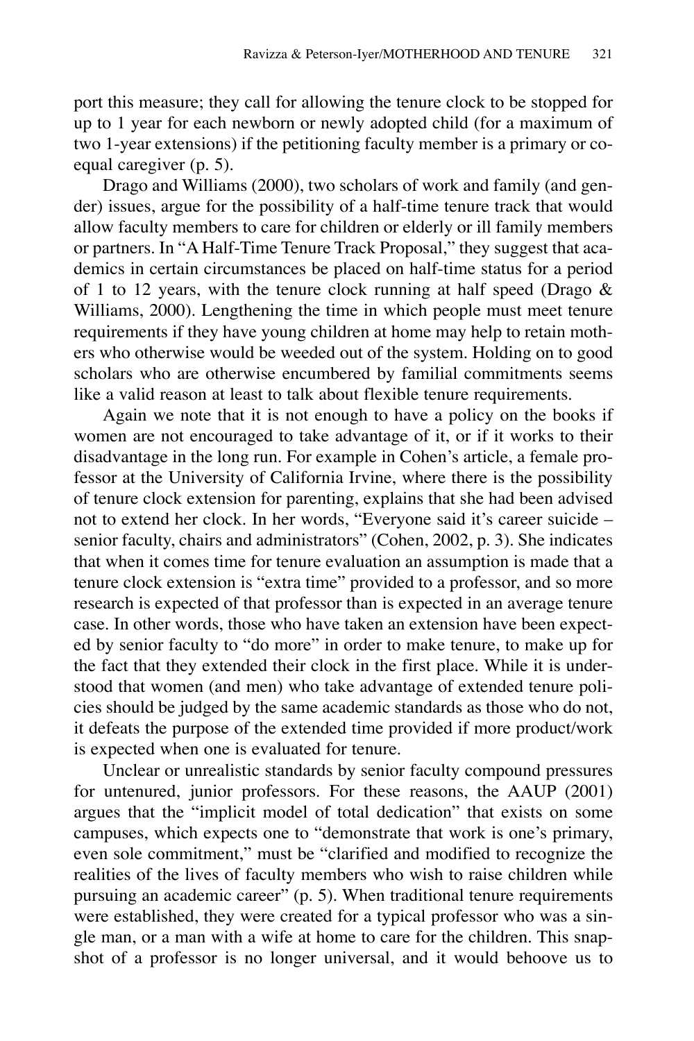port this measure; they call for allowing the tenure clock to be stopped for up to 1 year for each newborn or newly adopted child (for a maximum of two 1-year extensions) if the petitioning faculty member is a primary or co-equal caregiver (p. 5).

Drago and Williams (2000), two scholars of work and family (and gender) issues, argue for the possibility of a half-time tenure track that would allow faculty members to care for children or elderly or ill family members or partners. In "A Half-Time Tenure Track Proposal," they suggest that academics in certain circumstances be placed on half-time status for a period of 1 to 12 years, with the tenure clock running at half speed (Drago & Williams, 2000). Lengthening the time in which people must meet tenure requirements if they have young children at home may help to retain mothers who otherwise would be weeded out of the system. Holding on to good scholars who are otherwise encumbered by familial commitments seems like a valid reason at least to talk about flexible tenure requirements.

Again we note that it is not enough to have a policy on the books if women are not encouraged to take advantage of it, or if it works to their disadvantage in the long run. For example in Cohen's article, a female professor at the University of California Irvine, where there is the possibility of tenure clock extension for parenting, explains that she had been advised not to extend her clock. In her words, "Everyone said it's career suicide – senior faculty, chairs and administrators" (Cohen, 2002, p. 3). She indicates that when it comes time for tenure evaluation an assumption is made that a tenure clock extension is "extra time" provided to a professor, and so more research is expected of that professor than is expected in an average tenure case. In other words, those who have taken an extension have been expected by senior faculty to "do more" in order to make tenure, to make up for the fact that they extended their clock in the first place. While it is understood that women (and men) who take advantage of extended tenure policies should be judged by the same academic standards as those who do not, it defeats the purpose of the extended time provided if more product/work is expected when one is evaluated for tenure.

Unclear or unrealistic standards by senior faculty compound pressures for untenured, junior professors. For these reasons, the AAUP (2001) argues that the "implicit model of total dedication" that exists on some campuses, which expects one to "demonstrate that work is one's primary, even sole commitment," must be "clarified and modified to recognize the realities of the lives of faculty members who wish to raise children while pursuing an academic career" (p. 5). When traditional tenure requirements were established, they were created for a typical professor who was a single man, or a man with a wife at home to care for the children. This snapshot of a professor is no longer universal, and it would behoove us to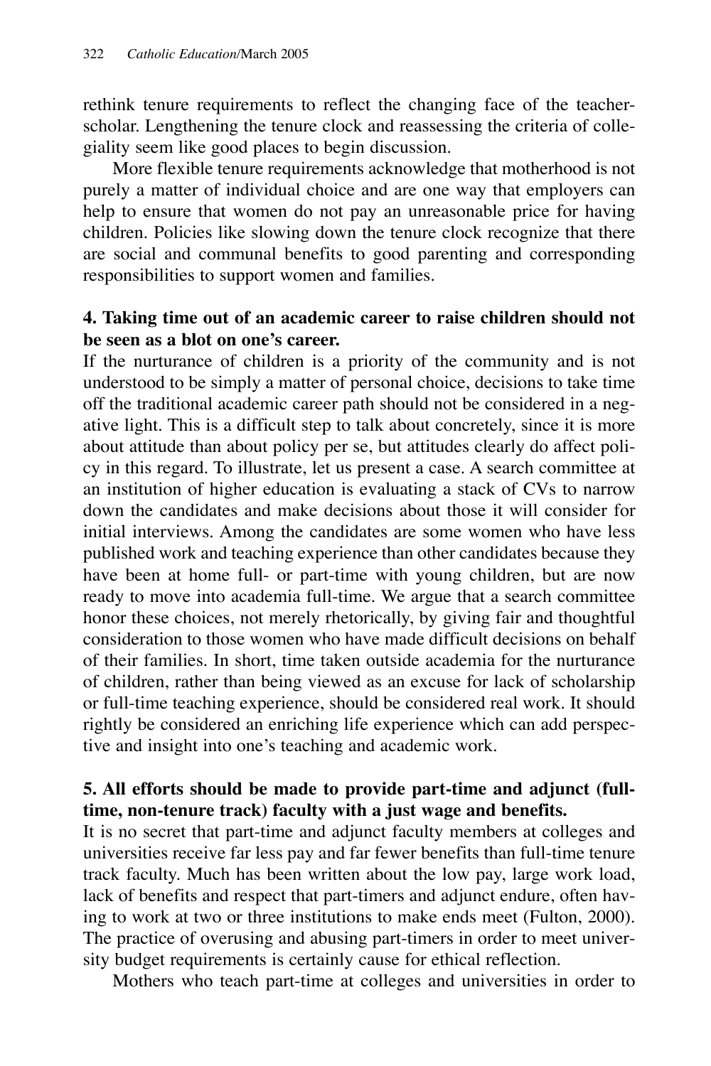rethink tenure requirements to reflect the changing face of the teacher-scholar. Lengthening the tenure clock and reassessing the criteria of collegiality seem like good places to begin discussion.

More flexible tenure requirements acknowledge that motherhood is not purely a matter of individual choice and are one way that employers can help to ensure that women do not pay an unreasonable price for having children. Policies like slowing down the tenure clock recognize that there are social and communal benefits to good parenting and corresponding responsibilities to support women and families.

**4. Taking time out of an academic career to raise children should not be seen as a blot on one's career.**

If the nurturance of children is a priority of the community and is not understood to be simply a matter of personal choice, decisions to take time off the traditional academic career path should not be considered in a negative light. This is a difficult step to talk about concretely, since it is more about attitude than about policy per se, but attitudes clearly do affect policy in this regard. To illustrate, let us present a case. A search committee at an institution of higher education is evaluating a stack of CVs to narrow down the candidates and make decisions about those it will consider for initial interviews. Among the candidates are some women who have less published work and teaching experience than other candidates because they have been at home full- or part-time with young children, but are now ready to move into academia full-time. We argue that a search committee honor these choices, not merely rhetorically, by giving fair and thoughtful consideration to those women who have made difficult decisions on behalf of their families. In short, time taken outside academia for the nurturance of children, rather than being viewed as an excuse for lack of scholarship or full-time teaching experience, should be considered real work. It should rightly be considered an enriching life experience which can add perspective and insight into one's teaching and academic work.

**5. All efforts should be made to provide part-time and adjunct (full-time, non-tenure track) faculty with a just wage and benefits.**

It is no secret that part-time and adjunct faculty members at colleges and universities receive far less pay and far fewer benefits than full-time tenure track faculty. Much has been written about the low pay, large work load, lack of benefits and respect that part-timers and adjunct endure, often having to work at two or three institutions to make ends meet (Fulton, 2000). The practice of overusing and abusing part-timers in order to meet university budget requirements is certainly cause for ethical reflection.

Mothers who teach part-time at colleges and universities in order to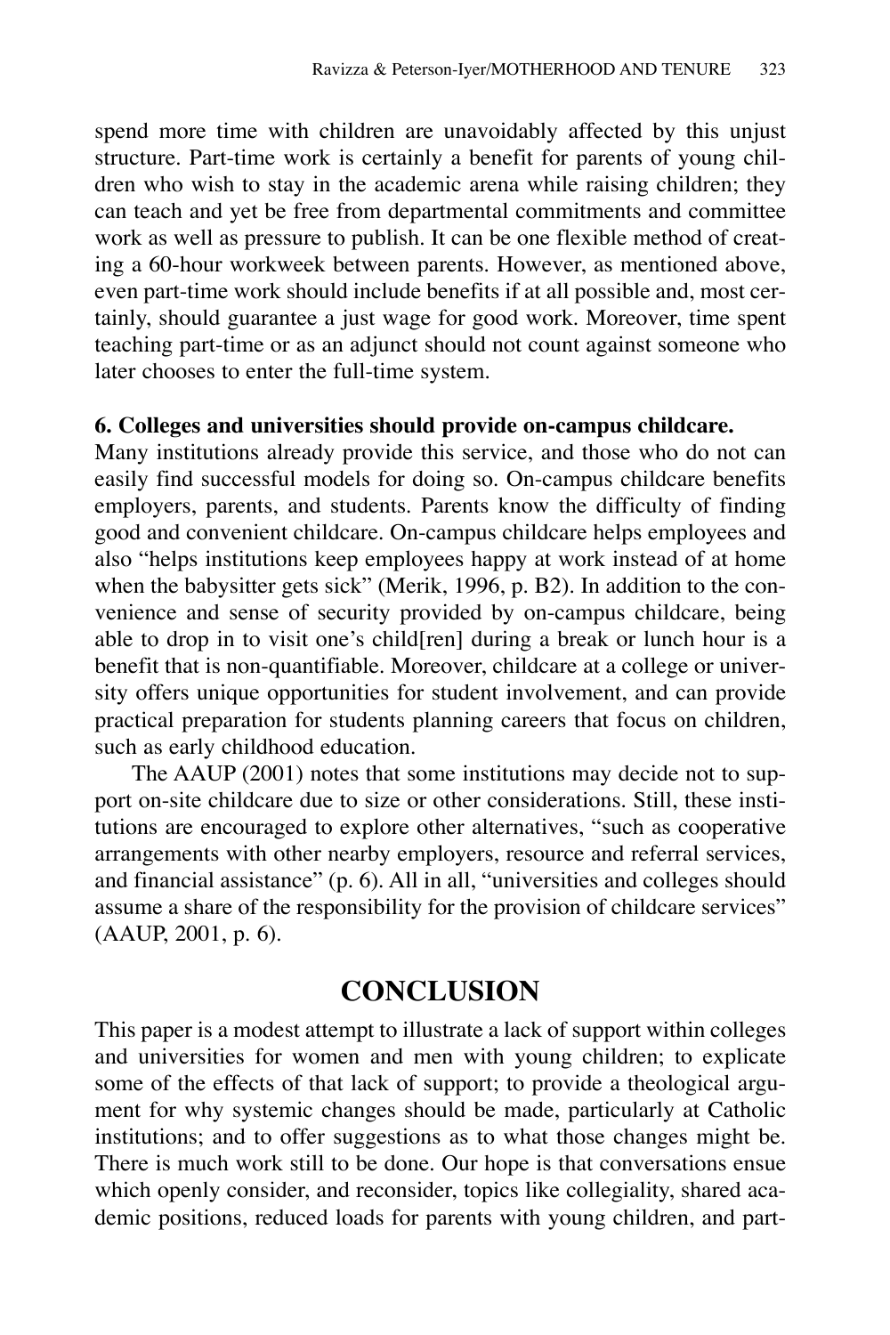spend more time with children are unavoidably affected by this unjust structure. Part-time work is certainly a benefit for parents of young children who wish to stay in the academic arena while raising children; they can teach and yet be free from departmental commitments and committee work as well as pressure to publish. It can be one flexible method of creating a 60-hour workweek between parents. However, as mentioned above, even part-time work should include benefits if at all possible and, most certainly, should guarantee a just wage for good work. Moreover, time spent teaching part-time or as an adjunct should not count against someone who later chooses to enter the full-time system.

**6. Colleges and universities should provide on-campus childcare.**
Many institutions already provide this service, and those who do not can easily find successful models for doing so. On-campus childcare benefits employers, parents, and students. Parents know the difficulty of finding good and convenient childcare. On-campus childcare helps employees and also "helps institutions keep employees happy at work instead of at home when the babysitter gets sick" (Merik, 1996, p. B2). In addition to the convenience and sense of security provided by on-campus childcare, being able to drop in to visit one's child[ren] during a break or lunch hour is a benefit that is non-quantifiable. Moreover, childcare at a college or university offers unique opportunities for student involvement, and can provide practical preparation for students planning careers that focus on children, such as early childhood education.

The AAUP (2001) notes that some institutions may decide not to support on-site childcare due to size or other considerations. Still, these institutions are encouraged to explore other alternatives, "such as cooperative arrangements with other nearby employers, resource and referral services, and financial assistance" (p. 6). All in all, "universities and colleges should assume a share of the responsibility for the provision of childcare services" (AAUP, 2001, p. 6).

## CONCLUSION

This paper is a modest attempt to illustrate a lack of support within colleges and universities for women and men with young children; to explicate some of the effects of that lack of support; to provide a theological argument for why systemic changes should be made, particularly at Catholic institutions; and to offer suggestions as to what those changes might be. There is much work still to be done. Our hope is that conversations ensue which openly consider, and reconsider, topics like collegiality, shared academic positions, reduced loads for parents with young children, and part-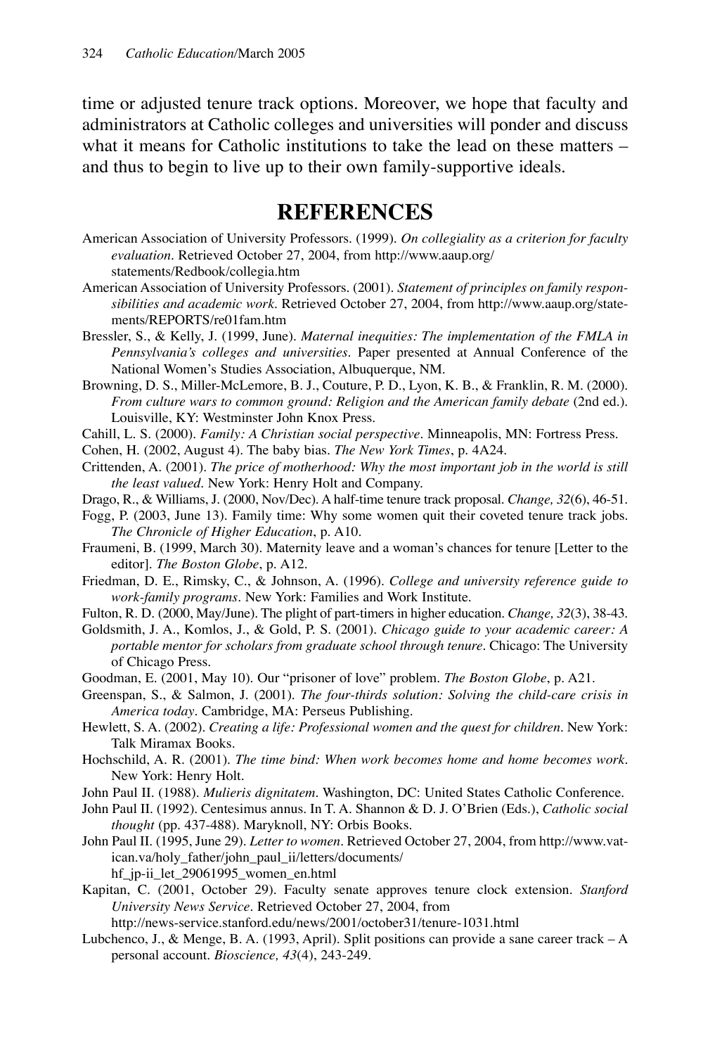time or adjusted tenure track options. Moreover, we hope that faculty and administrators at Catholic colleges and universities will ponder and discuss what it means for Catholic institutions to take the lead on these matters – and thus to begin to live up to their own family-supportive ideals.

## REFERENCES

American Association of University Professors. (1999). *On collegiality as a criterion for faculty evaluation*. Retrieved October 27, 2004, from http://www.aaup.org/statements/Redbook/collegia.htm

American Association of University Professors. (2001). *Statement of principles on family responsibilities and academic work*. Retrieved October 27, 2004, from http://www.aaup.org/statements/REPORTS/re01fam.htm

Bressler, S., & Kelly, J. (1999, June). *Maternal inequities: The implementation of the FMLA in Pennsylvania's colleges and universities*. Paper presented at Annual Conference of the National Women's Studies Association, Albuquerque, NM.

Browning, D. S., Miller-McLemore, B. J., Couture, P. D., Lyon, K. B., & Franklin, R. M. (2000). *From culture wars to common ground: Religion and the American family debate* (2nd ed.). Louisville, KY: Westminster John Knox Press.

Cahill, L. S. (2000). *Family: A Christian social perspective*. Minneapolis, MN: Fortress Press.

Cohen, H. (2002, August 4). The baby bias. *The New York Times*, p. 4A24.

Crittenden, A. (2001). *The price of motherhood: Why the most important job in the world is still the least valued*. New York: Henry Holt and Company.

Drago, R., & Williams, J. (2000, Nov/Dec). A half-time tenure track proposal. *Change, 32*(6), 46-51.

Fogg, P. (2003, June 13). Family time: Why some women quit their coveted tenure track jobs. *The Chronicle of Higher Education*, p. A10.

Fraumeni, B. (1999, March 30). Maternity leave and a woman's chances for tenure [Letter to the editor]. *The Boston Globe*, p. A12.

Friedman, D. E., Rimsky, C., & Johnson, A. (1996). *College and university reference guide to work-family programs*. New York: Families and Work Institute.

Fulton, R. D. (2000, May/June). The plight of part-timers in higher education. *Change, 32*(3), 38-43.

Goldsmith, J. A., Komlos, J., & Gold, P. S. (2001). *Chicago guide to your academic career: A portable mentor for scholars from graduate school through tenure*. Chicago: The University of Chicago Press.

Goodman, E. (2001, May 10). Our "prisoner of love" problem. *The Boston Globe*, p. A21.

Greenspan, S., & Salmon, J. (2001). *The four-thirds solution: Solving the child-care crisis in America today*. Cambridge, MA: Perseus Publishing.

Hewlett, S. A. (2002). *Creating a life: Professional women and the quest for children*. New York: Talk Miramax Books.

Hochschild, A. R. (2001). *The time bind: When work becomes home and home becomes work*. New York: Henry Holt.

John Paul II. (1988). *Mulieris dignitatem*. Washington, DC: United States Catholic Conference.

John Paul II. (1992). Centesimus annus. In T. A. Shannon & D. J. O'Brien (Eds.), *Catholic social thought* (pp. 437-488). Maryknoll, NY: Orbis Books.

John Paul II. (1995, June 29). *Letter to women*. Retrieved October 27, 2004, from http://www.vatican.va/holy_father/john_paul_ii/letters/documents/hf_jp-ii_let_29061995_women_en.html

Kapitan, C. (2001, October 29). Faculty senate approves tenure clock extension. *Stanford University News Service*. Retrieved October 27, 2004, from http://news-service.stanford.edu/news/2001/october31/tenure-1031.html

Lubchenco, J., & Menge, B. A. (1993, April). Split positions can provide a sane career track – A personal account. *Bioscience, 43*(4), 243-249.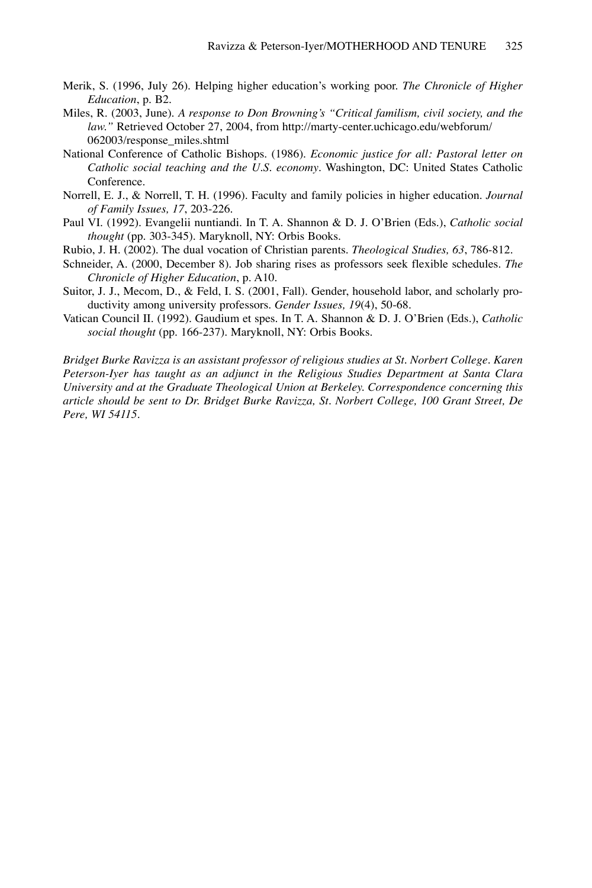Merik, S. (1996, July 26). Helping higher education's working poor. *The Chronicle of Higher Education*, p. B2.

Miles, R. (2003, June). *A response to Don Browning's "Critical familism, civil society, and the law."* Retrieved October 27, 2004, from http://marty-center.uchicago.edu/webforum/062003/response_miles.shtml

National Conference of Catholic Bishops. (1986). *Economic justice for all: Pastoral letter on Catholic social teaching and the U.S. economy*. Washington, DC: United States Catholic Conference.

Norrell, E. J., & Norrell, T. H. (1996). Faculty and family policies in higher education. *Journal of Family Issues, 17*, 203-226.

Paul VI. (1992). Evangelii nuntiandi. In T. A. Shannon & D. J. O'Brien (Eds.), *Catholic social thought* (pp. 303-345). Maryknoll, NY: Orbis Books.

Rubio, J. H. (2002). The dual vocation of Christian parents. *Theological Studies, 63*, 786-812.

Schneider, A. (2000, December 8). Job sharing rises as professors seek flexible schedules. *The Chronicle of Higher Education*, p. A10.

Suitor, J. J., Mecom, D., & Feld, I. S. (2001, Fall). Gender, household labor, and scholarly productivity among university professors. *Gender Issues, 19*(4), 50-68.

Vatican Council II. (1992). Gaudium et spes. In T. A. Shannon & D. J. O'Brien (Eds.), *Catholic social thought* (pp. 166-237). Maryknoll, NY: Orbis Books.

*Bridget Burke Ravizza is an assistant professor of religious studies at St. Norbert College. Karen Peterson-Iyer has taught as an adjunct in the Religious Studies Department at Santa Clara University and at the Graduate Theological Union at Berkeley. Correspondence concerning this article should be sent to Dr. Bridget Burke Ravizza, St. Norbert College, 100 Grant Street, De Pere, WI 54115.*